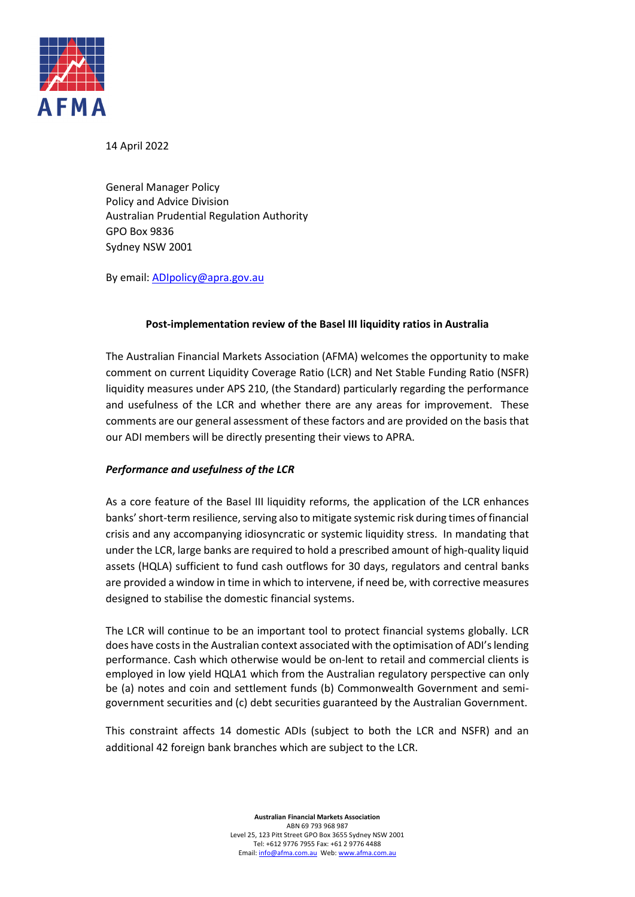14 April 2022

General Manager Policy
Policy and Advice Division
Australian Prudential Regulation Authority
GPO Box 9836
Sydney NSW 2001

By email: ADIpolicy@apra.gov.au

**Post-implementation review of the Basel III liquidity ratios in Australia**

The Australian Financial Markets Association (AFMA) welcomes the opportunity to make comment on current Liquidity Coverage Ratio (LCR) and Net Stable Funding Ratio (NSFR) liquidity measures under APS 210, (the Standard) particularly regarding the performance and usefulness of the LCR and whether there are any areas for improvement. These comments are our general assessment of these factors and are provided on the basis that our ADI members will be directly presenting their views to APRA.

***Performance and usefulness of the LCR***

As a core feature of the Basel III liquidity reforms, the application of the LCR enhances banks' short-term resilience, serving also to mitigate systemic risk during times of financial crisis and any accompanying idiosyncratic or systemic liquidity stress. In mandating that under the LCR, large banks are required to hold a prescribed amount of high-quality liquid assets (HQLA) sufficient to fund cash outflows for 30 days, regulators and central banks are provided a window in time in which to intervene, if need be, with corrective measures designed to stabilise the domestic financial systems.

The LCR will continue to be an important tool to protect financial systems globally. LCR does have costs in the Australian context associated with the optimisation of ADI's lending performance. Cash which otherwise would be on-lent to retail and commercial clients is employed in low yield HQLA1 which from the Australian regulatory perspective can only be (a) notes and coin and settlement funds (b) Commonwealth Government and semi-government securities and (c) debt securities guaranteed by the Australian Government.

This constraint affects 14 domestic ADIs (subject to both the LCR and NSFR) and an additional 42 foreign bank branches which are subject to the LCR.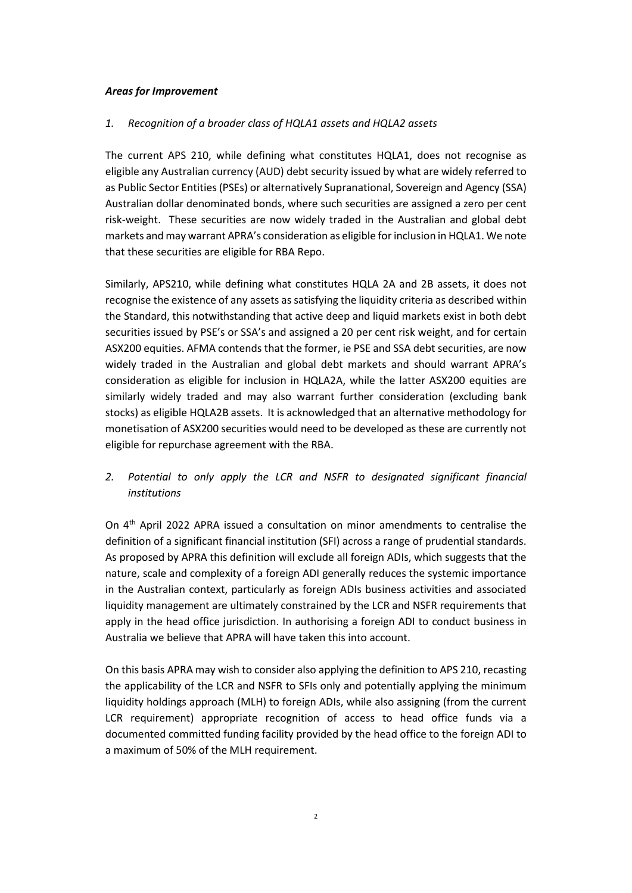***Areas for Improvement***

*1. Recognition of a broader class of HQLA1 assets and HQLA2 assets*

The current APS 210, while defining what constitutes HQLA1, does not recognise as eligible any Australian currency (AUD) debt security issued by what are widely referred to as Public Sector Entities (PSEs) or alternatively Supranational, Sovereign and Agency (SSA) Australian dollar denominated bonds, where such securities are assigned a zero per cent risk-weight. These securities are now widely traded in the Australian and global debt markets and may warrant APRA's consideration as eligible for inclusion in HQLA1. We note that these securities are eligible for RBA Repo.

Similarly, APS210, while defining what constitutes HQLA 2A and 2B assets, it does not recognise the existence of any assets as satisfying the liquidity criteria as described within the Standard, this notwithstanding that active deep and liquid markets exist in both debt securities issued by PSE's or SSA's and assigned a 20 per cent risk weight, and for certain ASX200 equities. AFMA contends that the former, ie PSE and SSA debt securities, are now widely traded in the Australian and global debt markets and should warrant APRA's consideration as eligible for inclusion in HQLA2A, while the latter ASX200 equities are similarly widely traded and may also warrant further consideration (excluding bank stocks) as eligible HQLA2B assets. It is acknowledged that an alternative methodology for monetisation of ASX200 securities would need to be developed as these are currently not eligible for repurchase agreement with the RBA.

*2. Potential to only apply the LCR and NSFR to designated significant financial institutions*

On 4th April 2022 APRA issued a consultation on minor amendments to centralise the definition of a significant financial institution (SFI) across a range of prudential standards. As proposed by APRA this definition will exclude all foreign ADIs, which suggests that the nature, scale and complexity of a foreign ADI generally reduces the systemic importance in the Australian context, particularly as foreign ADIs business activities and associated liquidity management are ultimately constrained by the LCR and NSFR requirements that apply in the head office jurisdiction. In authorising a foreign ADI to conduct business in Australia we believe that APRA will have taken this into account.

On this basis APRA may wish to consider also applying the definition to APS 210, recasting the applicability of the LCR and NSFR to SFIs only and potentially applying the minimum liquidity holdings approach (MLH) to foreign ADIs, while also assigning (from the current LCR requirement) appropriate recognition of access to head office funds via a documented committed funding facility provided by the head office to the foreign ADI to a maximum of 50% of the MLH requirement.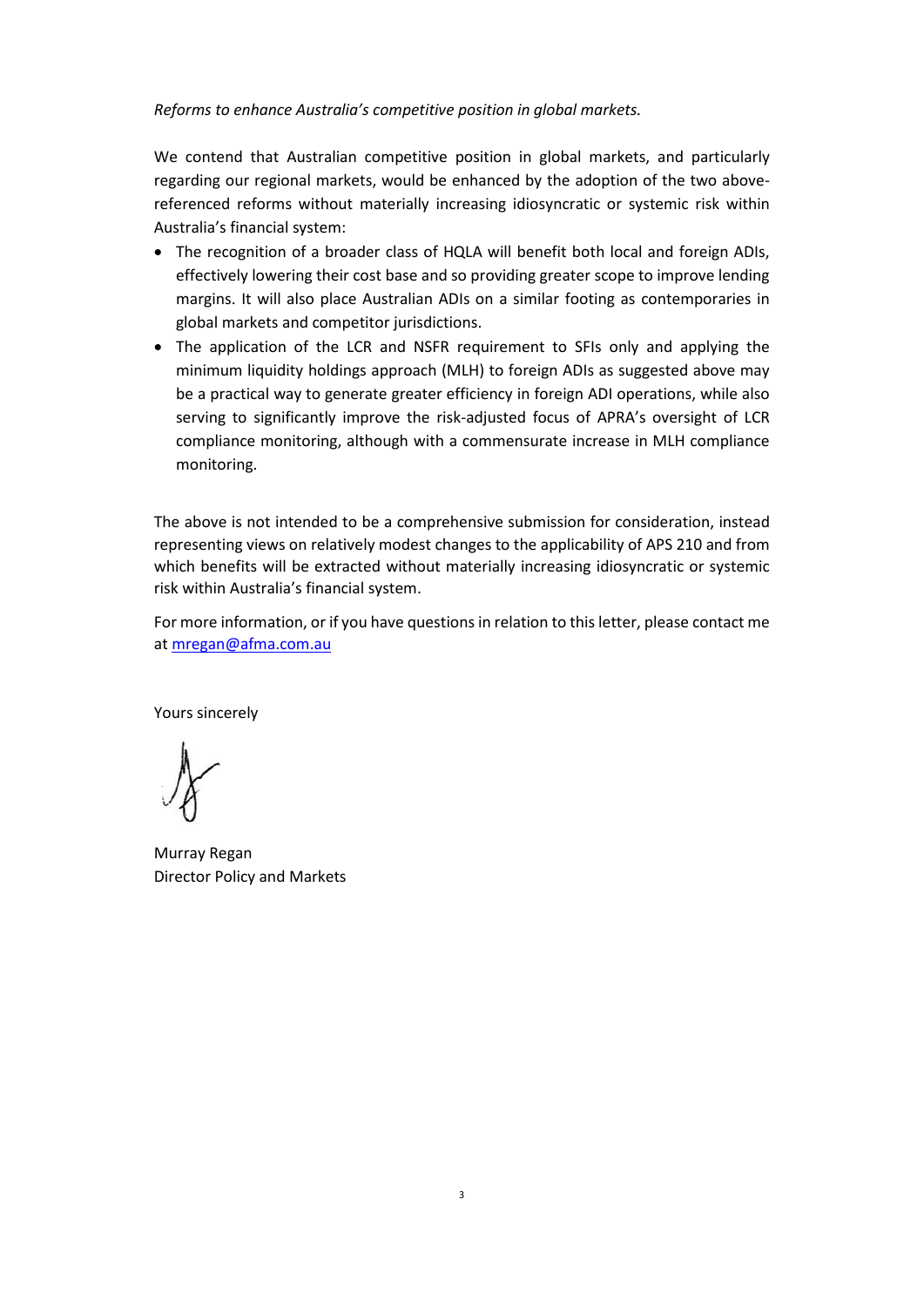*Reforms to enhance Australia's competitive position in global markets.*

We contend that Australian competitive position in global markets, and particularly regarding our regional markets, would be enhanced by the adoption of the two above-referenced reforms without materially increasing idiosyncratic or systemic risk within Australia's financial system:

- The recognition of a broader class of HQLA will benefit both local and foreign ADIs, effectively lowering their cost base and so providing greater scope to improve lending margins. It will also place Australian ADIs on a similar footing as contemporaries in global markets and competitor jurisdictions.
- The application of the LCR and NSFR requirement to SFIs only and applying the minimum liquidity holdings approach (MLH) to foreign ADIs as suggested above may be a practical way to generate greater efficiency in foreign ADI operations, while also serving to significantly improve the risk-adjusted focus of APRA's oversight of LCR compliance monitoring, although with a commensurate increase in MLH compliance monitoring.

The above is not intended to be a comprehensive submission for consideration, instead representing views on relatively modest changes to the applicability of APS 210 and from which benefits will be extracted without materially increasing idiosyncratic or systemic risk within Australia's financial system.

For more information, or if you have questions in relation to this letter, please contact me at [mregan@afma.com.au](mailto:mregan@afma.com.au)

Yours sincerely

Murray Regan
Director Policy and Markets